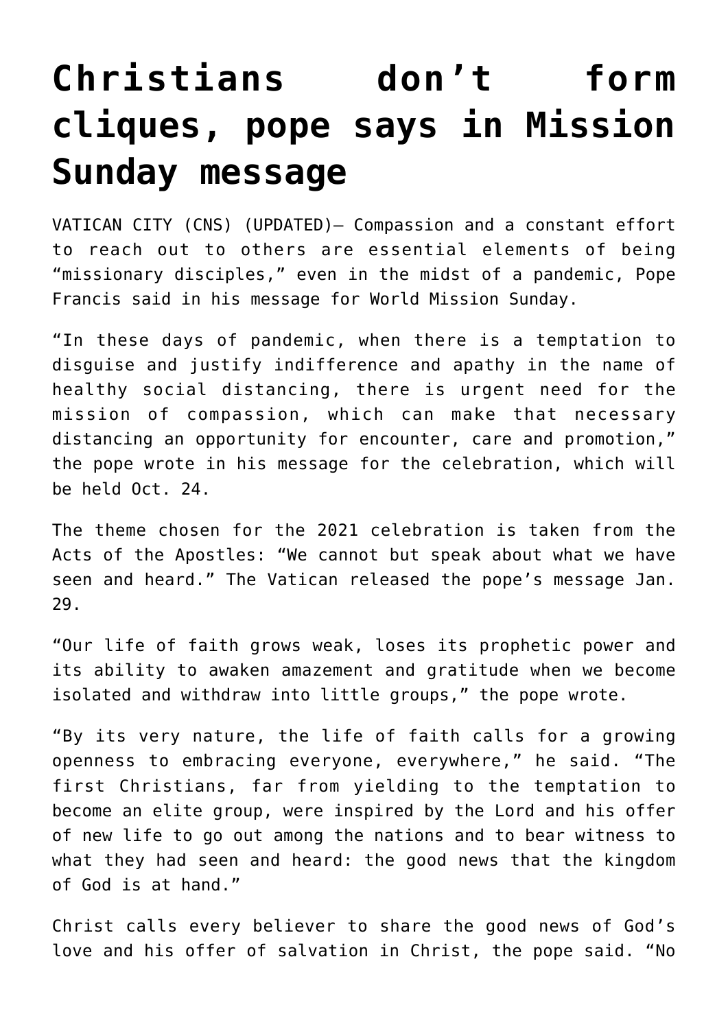# Christians don't form cliques, pope says in Mission Sunday message

VATICAN CITY (CNS) (UPDATED)— Compassion and a constant effort to reach out to others are essential elements of being "missionary disciples," even in the midst of a pandemic, Pope Francis said in his message for World Mission Sunday.

"In these days of pandemic, when there is a temptation to disguise and justify indifference and apathy in the name of healthy social distancing, there is urgent need for the mission of compassion, which can make that necessary distancing an opportunity for encounter, care and promotion," the pope wrote in his message for the celebration, which will be held Oct. 24.

The theme chosen for the 2021 celebration is taken from the Acts of the Apostles: "We cannot but speak about what we have seen and heard." The Vatican released the pope's message Jan. 29.

"Our life of faith grows weak, loses its prophetic power and its ability to awaken amazement and gratitude when we become isolated and withdraw into little groups," the pope wrote.

"By its very nature, the life of faith calls for a growing openness to embracing everyone, everywhere," he said. "The first Christians, far from yielding to the temptation to become an elite group, were inspired by the Lord and his offer of new life to go out among the nations and to bear witness to what they had seen and heard: the good news that the kingdom of God is at hand."

Christ calls every believer to share the good news of God's love and his offer of salvation in Christ, the pope said. "No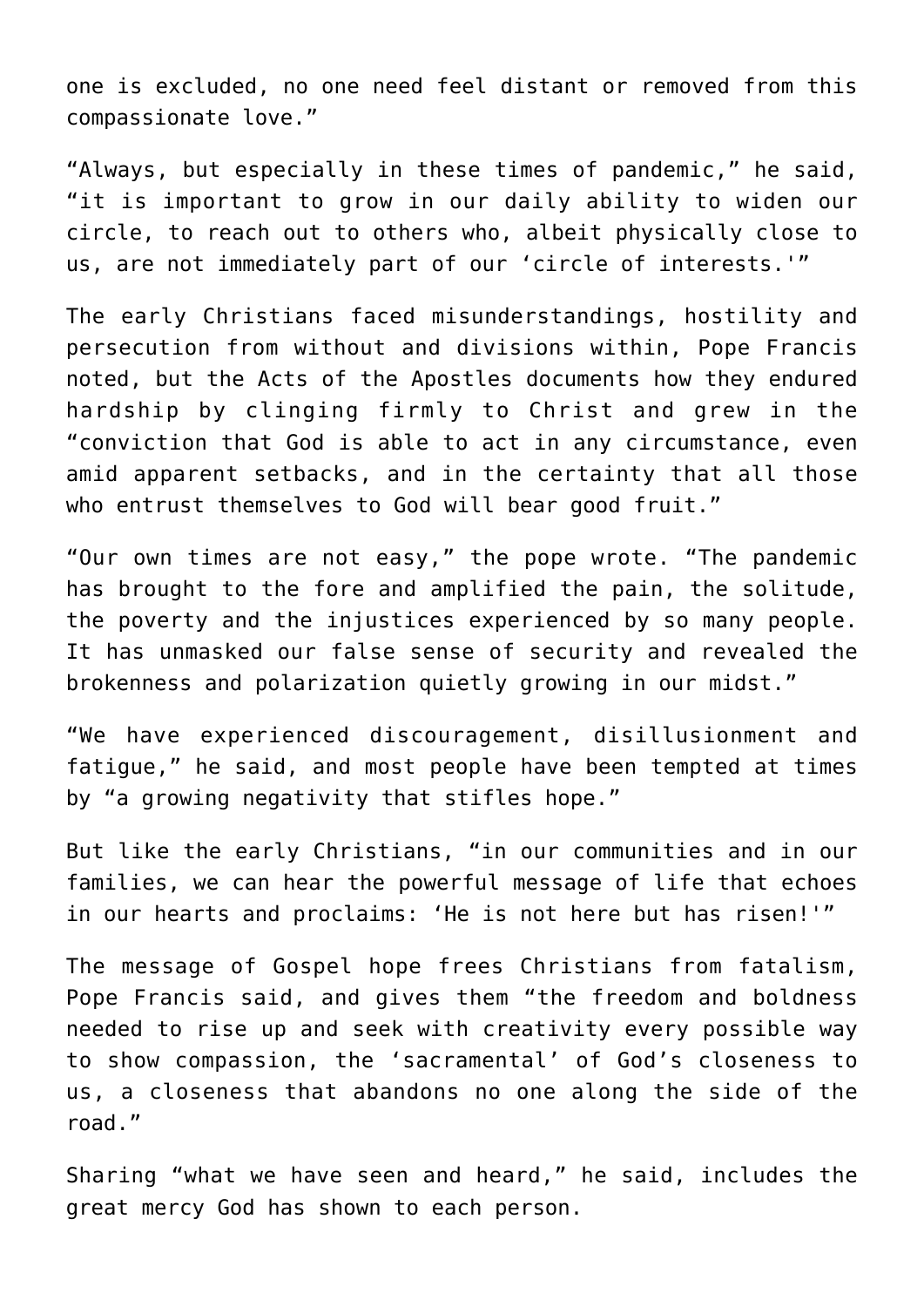one is excluded, no one need feel distant or removed from this compassionate love."

"Always, but especially in these times of pandemic," he said, "it is important to grow in our daily ability to widen our circle, to reach out to others who, albeit physically close to us, are not immediately part of our 'circle of interests.'"

The early Christians faced misunderstandings, hostility and persecution from without and divisions within, Pope Francis noted, but the Acts of the Apostles documents how they endured hardship by clinging firmly to Christ and grew in the "conviction that God is able to act in any circumstance, even amid apparent setbacks, and in the certainty that all those who entrust themselves to God will bear good fruit."

"Our own times are not easy," the pope wrote. "The pandemic has brought to the fore and amplified the pain, the solitude, the poverty and the injustices experienced by so many people. It has unmasked our false sense of security and revealed the brokenness and polarization quietly growing in our midst."

"We have experienced discouragement, disillusionment and fatigue," he said, and most people have been tempted at times by "a growing negativity that stifles hope."

But like the early Christians, "in our communities and in our families, we can hear the powerful message of life that echoes in our hearts and proclaims: 'He is not here but has risen!'"

The message of Gospel hope frees Christians from fatalism, Pope Francis said, and gives them "the freedom and boldness needed to rise up and seek with creativity every possible way to show compassion, the 'sacramental' of God's closeness to us, a closeness that abandons no one along the side of the road."

Sharing "what we have seen and heard," he said, includes the great mercy God has shown to each person.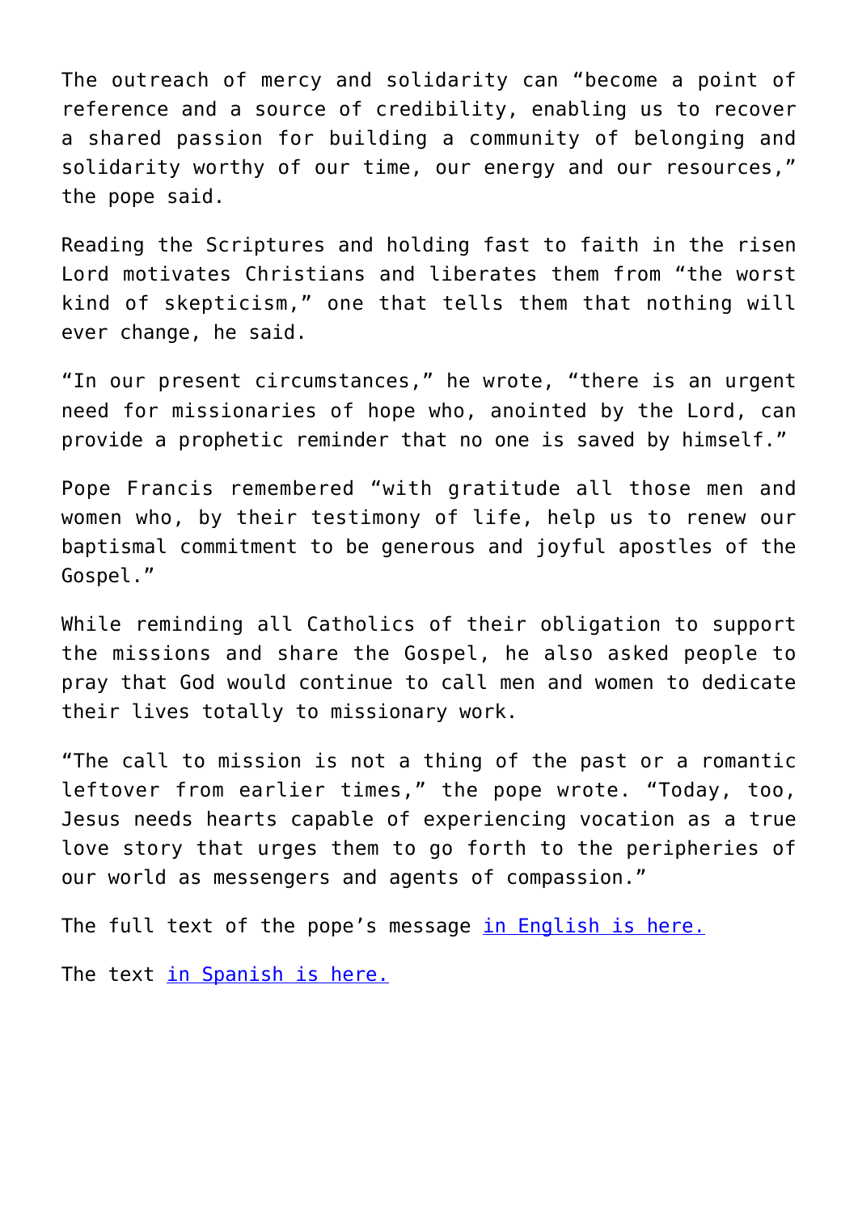The outreach of mercy and solidarity can "become a point of reference and a source of credibility, enabling us to recover a shared passion for building a community of belonging and solidarity worthy of our time, our energy and our resources," the pope said.

Reading the Scriptures and holding fast to faith in the risen Lord motivates Christians and liberates them from "the worst kind of skepticism," one that tells them that nothing will ever change, he said.

"In our present circumstances," he wrote, "there is an urgent need for missionaries of hope who, anointed by the Lord, can provide a prophetic reminder that no one is saved by himself."

Pope Francis remembered "with gratitude all those men and women who, by their testimony of life, help us to renew our baptismal commitment to be generous and joyful apostles of the Gospel."

While reminding all Catholics of their obligation to support the missions and share the Gospel, he also asked people to pray that God would continue to call men and women to dedicate their lives totally to missionary work.

"The call to mission is not a thing of the past or a romantic leftover from earlier times," the pope wrote. "Today, too, Jesus needs hearts capable of experiencing vocation as a true love story that urges them to go forth to the peripheries of our world as messengers and agents of compassion."

The full text of the pope's message in English is here.

The text in Spanish is here.